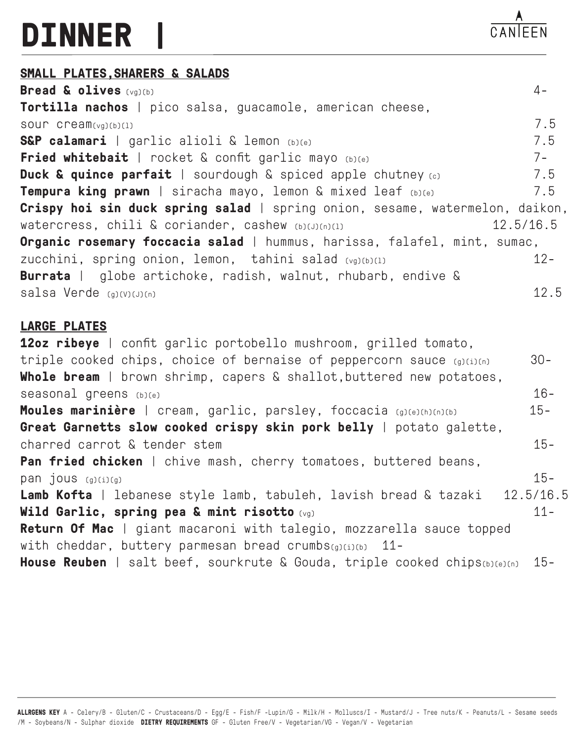# DINNER |

CANTEEN

## SMALL PLATES,SHARERS & SALADS

**Bread & olives** (vg)(b) 4-

**Tortilla nachos** | pico salsa, guacamole, american cheese, sour cream(vg)(b)(l) 7.5

**S&P calamari** | garlic alioli & lemon (b)(e) 7.5

**Fried whitebait** | rocket & confit garlic mayo (b)(e) 7-

**Duck & quince parfait** | sourdough & spiced apple chutney (c) 7.5

**Tempura king prawn** | siracha mayo, lemon & mixed leaf (b)(e) 7.5

**Crispy hoi sin duck spring salad** | spring onion, sesame, watermelon, daikon, watercress, chili & coriander, cashew (b)(J)(n)(l) 12.5/16.5

**Organic rosemary foccacia salad** | hummus, harissa, falafel, mint, sumac, zucchini, spring onion, lemon, tahini salad (vg)(b)(l) 12-

**Burrata** | globe artichoke, radish, walnut, rhubarb, endive & salsa Verde (g)(V)(J)(n) 12.5

## LARGE PLATES

**12oz ribeye** | confit garlic portobello mushroom, grilled tomato, triple cooked chips, choice of bernaise of peppercorn sauce (g)(i)(n) 30-

**Whole bream** | brown shrimp, capers & shallot,buttered new potatoes, seasonal greens (b)(e) 16-

**Moules marinière** | cream, garlic, parsley, foccacia (g)(e)(h)(n)(b) 15-

**Great Garnetts slow cooked crispy skin pork belly** | potato galette, charred carrot & tender stem 15-

**Pan fried chicken** | chive mash, cherry tomatoes, buttered beans, pan jous (g)(i)(g) 15-

**Lamb Kofta** | lebanese style lamb, tabuleh, lavish bread & tazaki 12.5/16.5

**Wild Garlic, spring pea & mint risotto** (vg) 11-

**Return Of Mac** | giant macaroni with talegio, mozzarella sauce topped with cheddar, buttery parmesan bread crumbs(g)(i)(b) 11-

**House Reuben** | salt beef, sourkrute & Gouda, triple cooked chips(b)(e)(n) 15-

**ALLRGENS KEY** A - Celery/B - Gluten/C - Crustaceans/D - Egg/E - Fish/F -Lupin/G - Milk/H - Molluscs/I - Mustard/J - Tree nuts/K - Peanuts/L - Sesame seeds /M - Soybeans/N - Sulphar dioxide **DIETRY REQUIREMENTS** GF - Gluten Free/V - Vegetarian/VG - Vegan/V - Vegetarian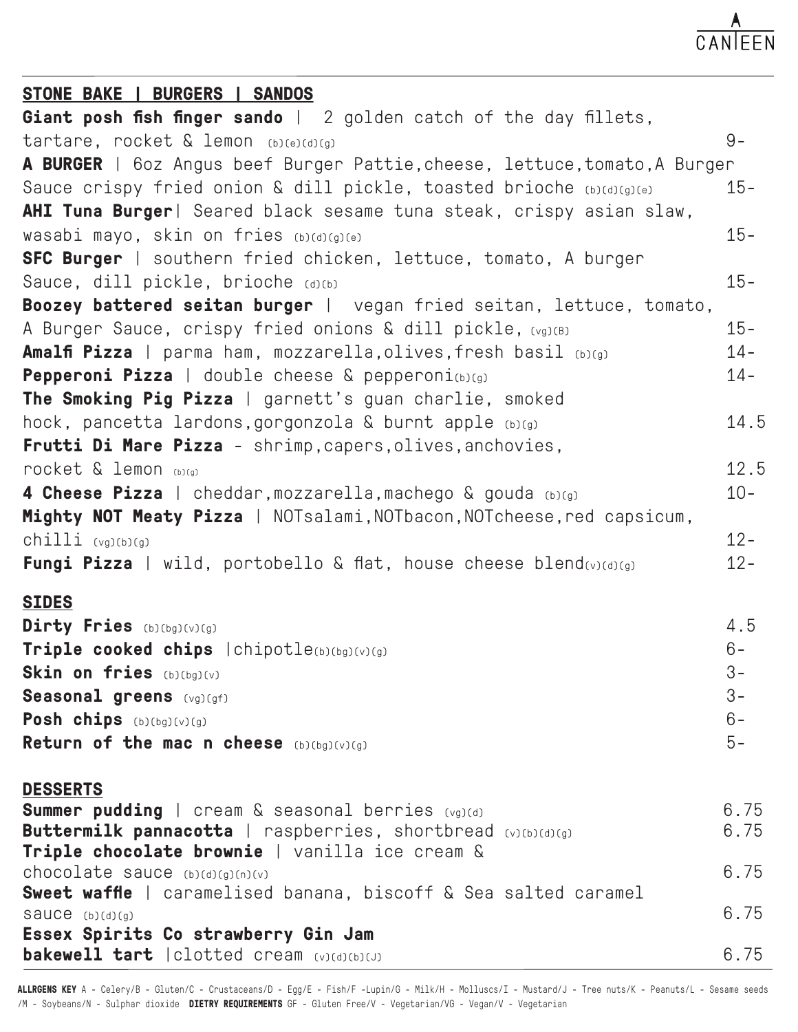A CANTEEN

## STONE BAKE | BURGERS | SANDOS

**Giant posh fish finger sando** | 2 golden catch of the day fillets, tartare, rocket & lemon (b)(e)(d)(g) — 9-

**A BURGER** | 6oz Angus beef Burger Pattie,cheese, lettuce,tomato,A Burger Sauce crispy fried onion & dill pickle, toasted brioche (b)(d)(g)(e) — 15-

**AHI Tuna Burger**| Seared black sesame tuna steak, crispy asian slaw, wasabi mayo, skin on fries (b)(d)(g)(e) — 15-

**SFC Burger** | southern fried chicken, lettuce, tomato, A burger Sauce, dill pickle, brioche (d)(b) — 15-

**Boozey battered seitan burger** | vegan fried seitan, lettuce, tomato, A Burger Sauce, crispy fried onions & dill pickle, (vg)(B) — 15-

**Amalfi Pizza** | parma ham, mozzarella,olives,fresh basil (b)(g) — 14-

**Pepperoni Pizza** | double cheese & pepperoni(b)(g) — 14-

**The Smoking Pig Pizza** | garnett's guan charlie, smoked hock, pancetta lardons,gorgonzola & burnt apple (b)(g) — 14.5

**Frutti Di Mare Pizza** - shrimp,capers,olives,anchovies, rocket & lemon (b)(g) — 12.5

**4 Cheese Pizza** | cheddar,mozzarella,machego & gouda (b)(g) — 10-

**Mighty NOT Meaty Pizza** | NOTsalami,NOTbacon,NOTcheese,red capsicum, chilli (vg)(b)(g) — 12-

**Fungi Pizza** | wild, portobello & flat, house cheese blend(v)(d)(g) — 12-

## SIDES

**Dirty Fries** (b)(bg)(v)(g) — 4.5

**Triple cooked chips** |chipotle(b)(bg)(v)(g) — 6-

**Skin on fries** (b)(bg)(v) — 3-

**Seasonal greens** (vg)(gf) — 3-

**Posh chips** (b)(bg)(v)(g) — 6-

**Return of the mac n cheese** (b)(bg)(v)(g) — 5-

## DESSERTS

**Summer pudding** | cream & seasonal berries (vg)(d) — 6.75

**Buttermilk pannacotta** | raspberries, shortbread (v)(b)(d)(g) — 6.75

**Triple chocolate brownie** | vanilla ice cream & chocolate sauce (b)(d)(g)(n)(v) — 6.75

**Sweet waffle** | caramelised banana, biscoff & Sea salted caramel sauce (b)(d)(g) — 6.75

**Essex Spirits Co strawberry Gin Jam bakewell tart** |clotted cream (v)(d)(b)(J) — 6.75

**ALLRGENS KEY** A - Celery/B - Gluten/C - Crustaceans/D - Egg/E - Fish/F -Lupin/G - Milk/H - Molluscs/I - Mustard/J - Tree nuts/K - Peanuts/L - Sesame seeds /M - Soybeans/N - Sulphar dioxide **DIETRY REQUIREMENTS** GF - Gluten Free/V - Vegetarian/VG - Vegan/V - Vegetarian